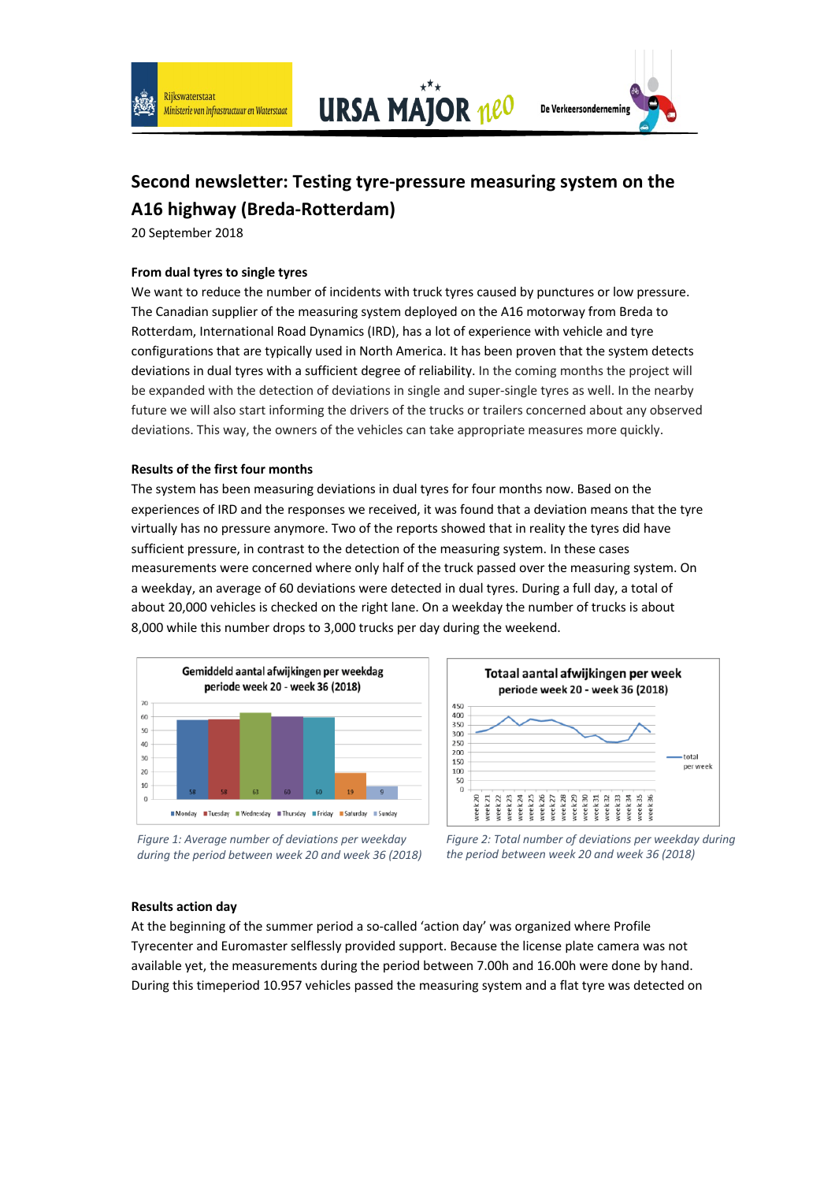# Second newsletter: Testing tyre-pressure measuring system on the A16 highway (Breda-Rotterdam)

20 September 2018

### From dual tyres to single tyres

We want to reduce the number of incidents with truck tyres caused by punctures or low pressure. The Canadian supplier of the measuring system deployed on the A16 motorway from Breda to Rotterdam, International Road Dynamics (IRD), has a lot of experience with vehicle and tyre configurations that are typically used in North America. It has been proven that the system detects deviations in dual tyres with a sufficient degree of reliability. In the coming months the project will be expanded with the detection of deviations in single and super-single tyres as well. In the nearby future we will also start informing the drivers of the trucks or trailers concerned about any observed deviations. This way, the owners of the vehicles can take appropriate measures more quickly.

### Results of the first four months

The system has been measuring deviations in dual tyres for four months now. Based on the experiences of IRD and the responses we received, it was found that a deviation means that the tyre virtually has no pressure anymore. Two of the reports showed that in reality the tyres did have sufficient pressure, in contrast to the detection of the measuring system. In these cases measurements were concerned where only half of the truck passed over the measuring system. On a weekday, an average of 60 deviations were detected in dual tyres. During a full day, a total of about 20,000 vehicles is checked on the right lane. On a weekday the number of trucks is about 8,000 while this number drops to 3,000 trucks per day during the weekend.

**Gemiddeld aantal afwijkingen per weekdag periode week 20 - week 36 (2018)**

| Monday | Tuesday | Wednesday | Thursday | Friday | Saturday | Sunday |
|---|---|---|---|---|---|---|
| 58 | 58 | 63 | 60 | 60 | 19 | 9 |

*Figure 1: Average number of deviations per weekday during the period between week 20 and week 36 (2018)*

**Totaal aantal afwijkingen per week periode week 20 - week 36 (2018)**

*Figure 2: Total number of deviations per weekday during the period between week 20 and week 36 (2018)*

### Results action day

At the beginning of the summer period a so-called 'action day' was organized where Profile Tyrecenter and Euromaster selflessly provided support. Because the license plate camera was not available yet, the measurements during the period between 7.00h and 16.00h were done by hand. During this timeperiod 10.957 vehicles passed the measuring system and a flat tyre was detected on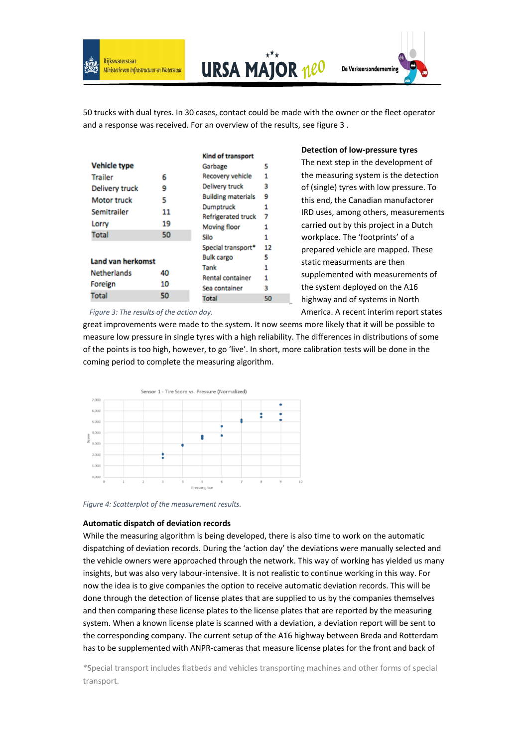50 trucks with dual tyres. In 30 cases, contact could be made with the owner or the fleet operator and a response was received. For an overview of the results, see figure 3 .

| Vehicle type | |
|---|---|
| Trailer | 6 |
| Delivery truck | 9 |
| Motor truck | 5 |
| Semitrailer | 11 |
| Lorry | 19 |
| Total | 50 |

| Land van herkomst | |
|---|---|
| Netherlands | 40 |
| Foreign | 10 |
| Total | 50 |

| Kind of transport | |
|---|---|
| Garbage | 5 |
| Recovery vehicle | 1 |
| Delivery truck | 3 |
| Building materials | 9 |
| Dumptruck | 1 |
| Refrigerated truck | 7 |
| Moving floor | 1 |
| Silo | 1 |
| Special transport* | 12 |
| Bulk cargo | 5 |
| Tank | 1 |
| Rental container | 1 |
| Sea container | 3 |
| Total | 50 |

*Figure 3: The results of the action day.*

**Detection of low-pressure tyres**

The next step in the development of the measuring system is the detection of (single) tyres with low pressure. To this end, the Canadian manufactorer IRD uses, among others, measurements carried out by this project in a Dutch workplace. The 'footprints' of a prepared vehicle are mapped. These static measurments are then supplemented with measurements of the system deployed on the A16 highway and of systems in North America. A recent interim report states great improvements were made to the system. It now seems more likely that it will be possible to measure low pressure in single tyres with a high reliability. The differences in distributions of some of the points is too high, however, to go 'live'. In short, more calibration tests will be done in the coming period to complete the measuring algorithm.

*Figure 4: Scatterplot of the measurement results.*

**Automatic dispatch of deviation records**

While the measuring algorithm is being developed, there is also time to work on the automatic dispatching of deviation records. During the 'action day' the deviations were manually selected and the vehicle owners were approached through the network. This way of working has yielded us many insights, but was also very labour-intensive. It is not realistic to continue working in this way. For now the idea is to give companies the option to receive automatic deviation records. This will be done through the detection of license plates that are supplied to us by the companies themselves and then comparing these license plates to the license plates that are reported by the measuring system. When a known license plate is scanned with a deviation, a deviation report will be sent to the corresponding company. The current setup of the A16 highway between Breda and Rotterdam has to be supplemented with ANPR-cameras that measure license plates for the front and back of

*Special transport includes flatbeds and vehicles transporting machines and other forms of special transport.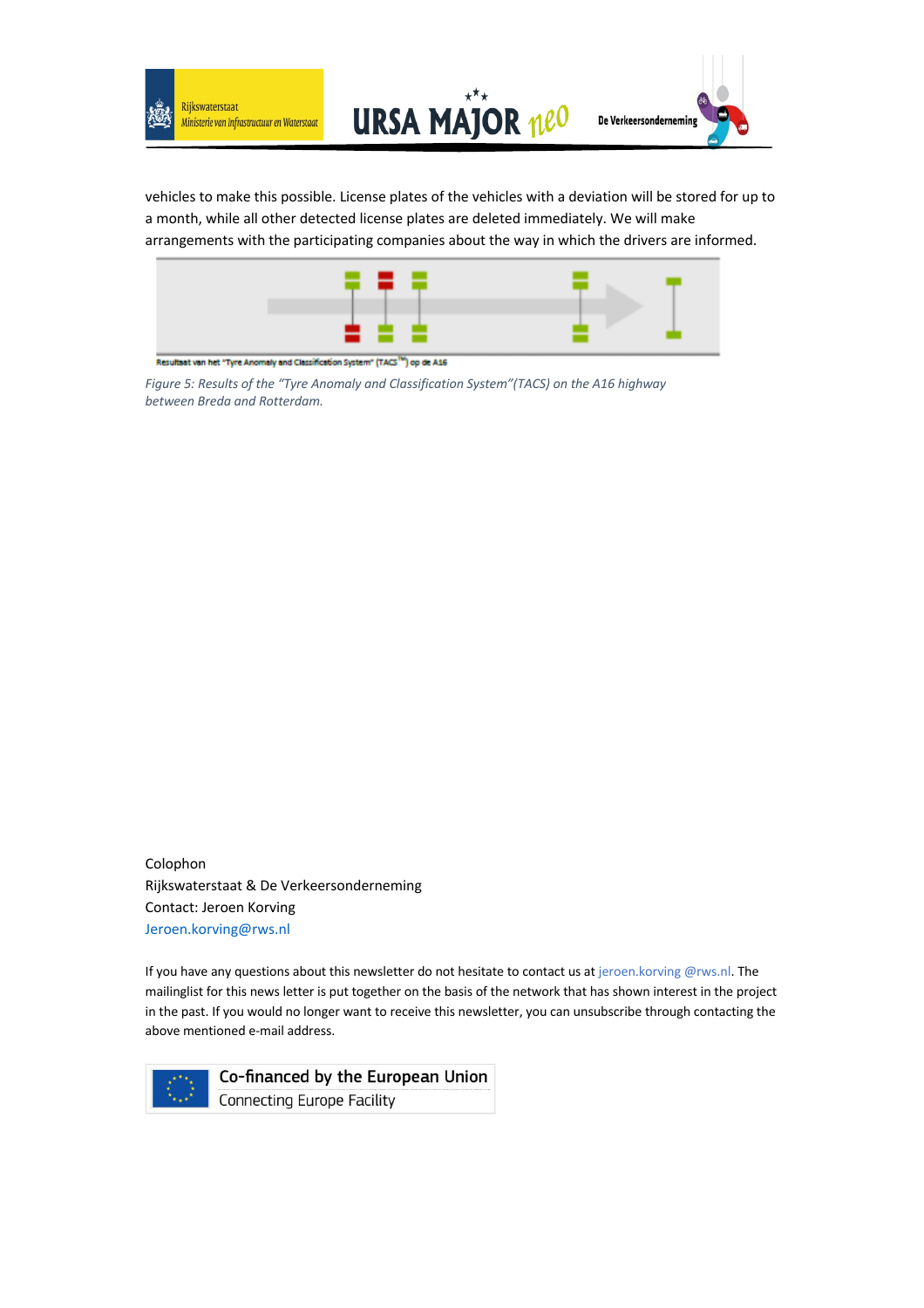vehicles to make this possible. License plates of the vehicles with a deviation will be stored for up to a month, while all other detected license plates are deleted immediately. We will make arrangements with the participating companies about the way in which the drivers are informed.

Resultaat van het "Tyre Anomaly and Classification System" (TACS™) op de A16

*Figure 5: Results of the "Tyre Anomaly and Classification System"(TACS) on the A16 highway between Breda and Rotterdam.*

Colophon
Rijkswaterstaat & De Verkeersonderneming
Contact: Jeroen Korving
Jeroen.korving@rws.nl

If you have any questions about this newsletter do not hesitate to contact us at jeroen.korving @rws.nl. The mailinglist for this news letter is put together on the basis of the network that has shown interest in the project in the past. If you would no longer want to receive this newsletter, you can unsubscribe through contacting the above mentioned e-mail address.

Co-financed by the European Union
Connecting Europe Facility